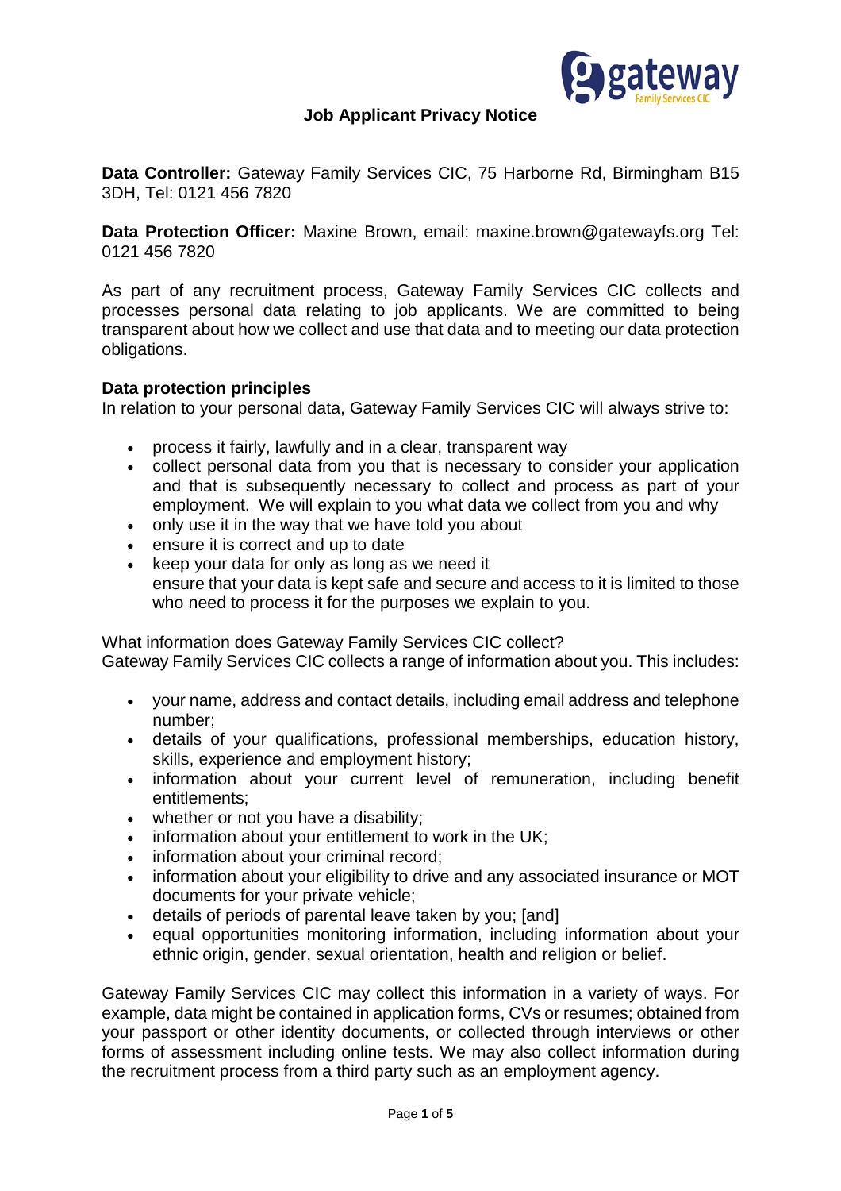# Job Applicant Privacy Notice

**Data Controller:** Gateway Family Services CIC, 75 Harborne Rd, Birmingham B15 3DH, Tel: 0121 456 7820

**Data Protection Officer:** Maxine Brown, email: maxine.brown@gatewayfs.org Tel: 0121 456 7820

As part of any recruitment process, Gateway Family Services CIC collects and processes personal data relating to job applicants. We are committed to being transparent about how we collect and use that data and to meeting our data protection obligations.

## Data protection principles

In relation to your personal data, Gateway Family Services CIC will always strive to:

- process it fairly, lawfully and in a clear, transparent way
- collect personal data from you that is necessary to consider your application and that is subsequently necessary to collect and process as part of your employment. We will explain to you what data we collect from you and why
- only use it in the way that we have told you about
- ensure it is correct and up to date
- keep your data for only as long as we need it
  ensure that your data is kept safe and secure and access to it is limited to those who need to process it for the purposes we explain to you.

What information does Gateway Family Services CIC collect?
Gateway Family Services CIC collects a range of information about you. This includes:

- your name, address and contact details, including email address and telephone number;
- details of your qualifications, professional memberships, education history, skills, experience and employment history;
- information about your current level of remuneration, including benefit entitlements;
- whether or not you have a disability;
- information about your entitlement to work in the UK;
- information about your criminal record;
- information about your eligibility to drive and any associated insurance or MOT documents for your private vehicle;
- details of periods of parental leave taken by you; [and]
- equal opportunities monitoring information, including information about your ethnic origin, gender, sexual orientation, health and religion or belief.

Gateway Family Services CIC may collect this information in a variety of ways. For example, data might be contained in application forms, CVs or resumes; obtained from your passport or other identity documents, or collected through interviews or other forms of assessment including online tests. We may also collect information during the recruitment process from a third party such as an employment agency.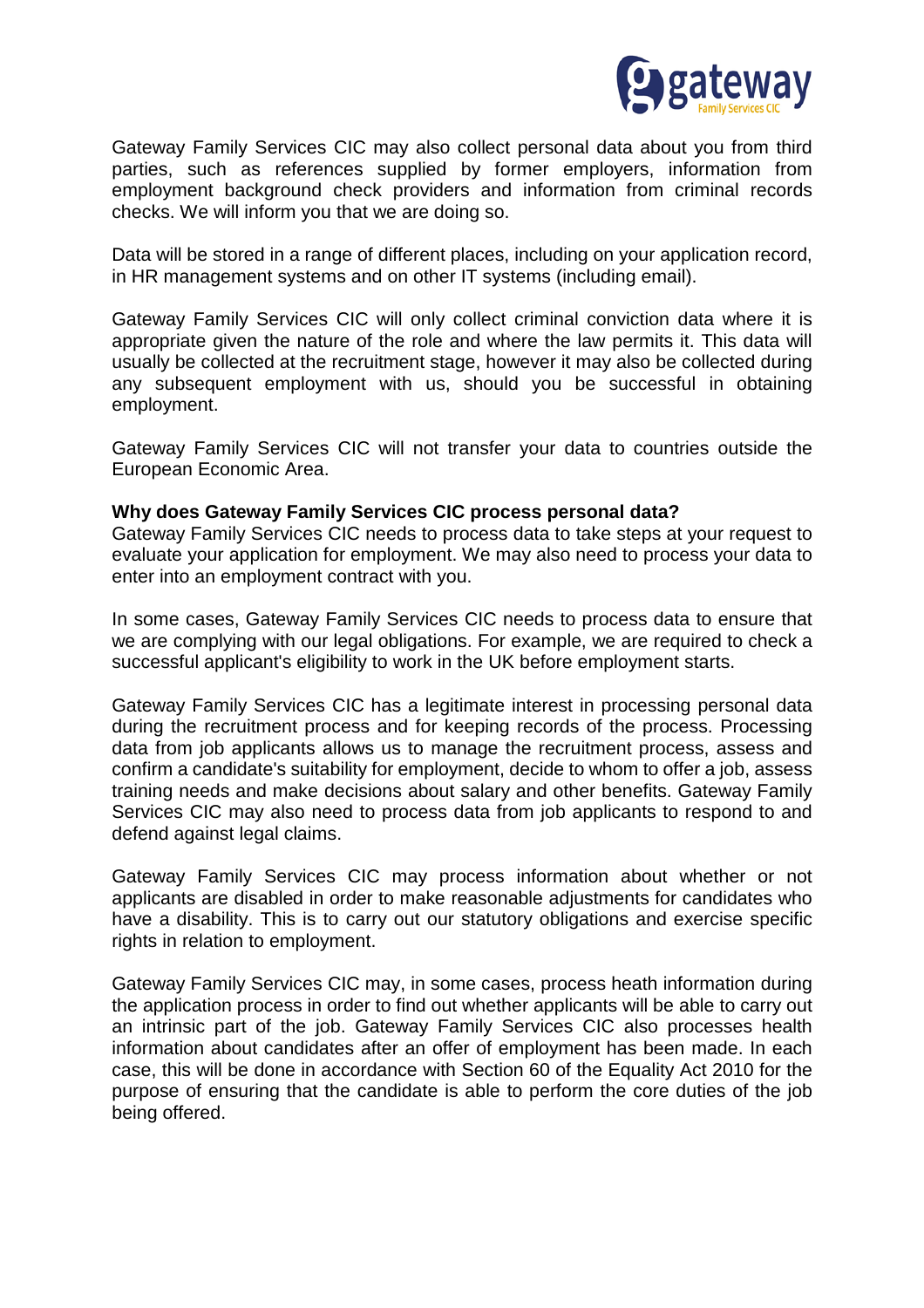Gateway Family Services CIC may also collect personal data about you from third parties, such as references supplied by former employers, information from employment background check providers and information from criminal records checks. We will inform you that we are doing so.

Data will be stored in a range of different places, including on your application record, in HR management systems and on other IT systems (including email).

Gateway Family Services CIC will only collect criminal conviction data where it is appropriate given the nature of the role and where the law permits it. This data will usually be collected at the recruitment stage, however it may also be collected during any subsequent employment with us, should you be successful in obtaining employment.

Gateway Family Services CIC will not transfer your data to countries outside the European Economic Area.

**Why does Gateway Family Services CIC process personal data?**

Gateway Family Services CIC needs to process data to take steps at your request to evaluate your application for employment. We may also need to process your data to enter into an employment contract with you.

In some cases, Gateway Family Services CIC needs to process data to ensure that we are complying with our legal obligations. For example, we are required to check a successful applicant's eligibility to work in the UK before employment starts.

Gateway Family Services CIC has a legitimate interest in processing personal data during the recruitment process and for keeping records of the process. Processing data from job applicants allows us to manage the recruitment process, assess and confirm a candidate's suitability for employment, decide to whom to offer a job, assess training needs and make decisions about salary and other benefits. Gateway Family Services CIC may also need to process data from job applicants to respond to and defend against legal claims.

Gateway Family Services CIC may process information about whether or not applicants are disabled in order to make reasonable adjustments for candidates who have a disability. This is to carry out our statutory obligations and exercise specific rights in relation to employment.

Gateway Family Services CIC may, in some cases, process heath information during the application process in order to find out whether applicants will be able to carry out an intrinsic part of the job. Gateway Family Services CIC also processes health information about candidates after an offer of employment has been made. In each case, this will be done in accordance with Section 60 of the Equality Act 2010 for the purpose of ensuring that the candidate is able to perform the core duties of the job being offered.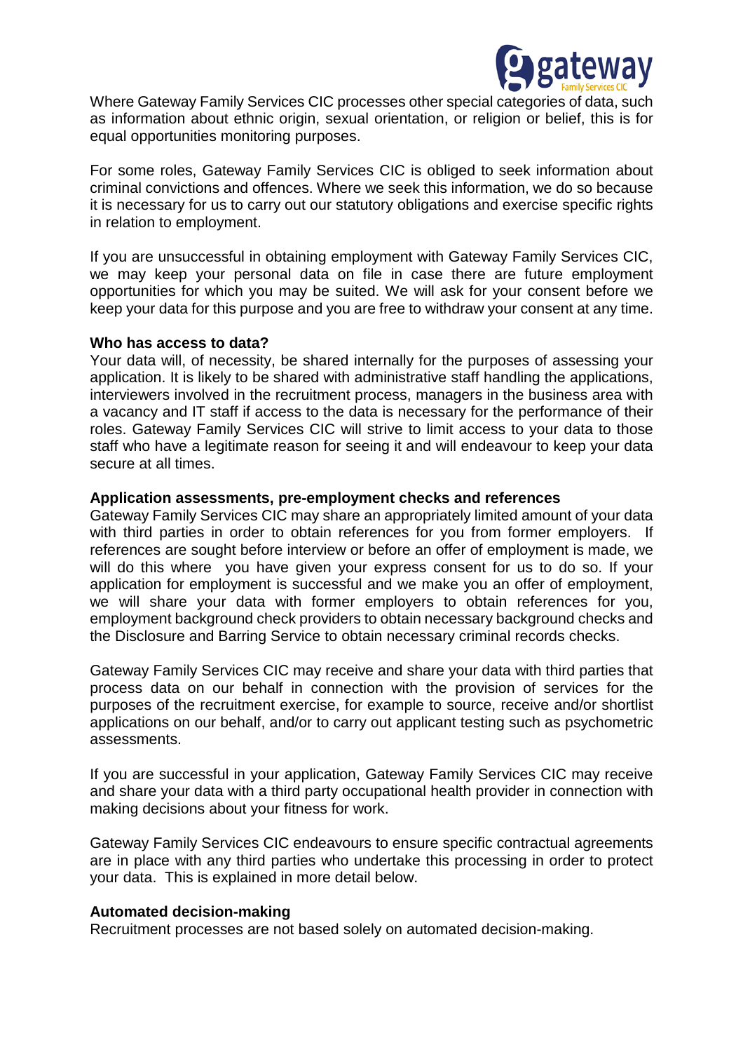Where Gateway Family Services CIC processes other special categories of data, such as information about ethnic origin, sexual orientation, or religion or belief, this is for equal opportunities monitoring purposes.

For some roles, Gateway Family Services CIC is obliged to seek information about criminal convictions and offences. Where we seek this information, we do so because it is necessary for us to carry out our statutory obligations and exercise specific rights in relation to employment.

If you are unsuccessful in obtaining employment with Gateway Family Services CIC, we may keep your personal data on file in case there are future employment opportunities for which you may be suited. We will ask for your consent before we keep your data for this purpose and you are free to withdraw your consent at any time.

**Who has access to data?**

Your data will, of necessity, be shared internally for the purposes of assessing your application. It is likely to be shared with administrative staff handling the applications, interviewers involved in the recruitment process, managers in the business area with a vacancy and IT staff if access to the data is necessary for the performance of their roles. Gateway Family Services CIC will strive to limit access to your data to those staff who have a legitimate reason for seeing it and will endeavour to keep your data secure at all times.

**Application assessments, pre-employment checks and references**

Gateway Family Services CIC may share an appropriately limited amount of your data with third parties in order to obtain references for you from former employers. If references are sought before interview or before an offer of employment is made, we will do this where you have given your express consent for us to do so. If your application for employment is successful and we make you an offer of employment, we will share your data with former employers to obtain references for you, employment background check providers to obtain necessary background checks and the Disclosure and Barring Service to obtain necessary criminal records checks.

Gateway Family Services CIC may receive and share your data with third parties that process data on our behalf in connection with the provision of services for the purposes of the recruitment exercise, for example to source, receive and/or shortlist applications on our behalf, and/or to carry out applicant testing such as psychometric assessments.

If you are successful in your application, Gateway Family Services CIC may receive and share your data with a third party occupational health provider in connection with making decisions about your fitness for work.

Gateway Family Services CIC endeavours to ensure specific contractual agreements are in place with any third parties who undertake this processing in order to protect your data. This is explained in more detail below.

**Automated decision-making**

Recruitment processes are not based solely on automated decision-making.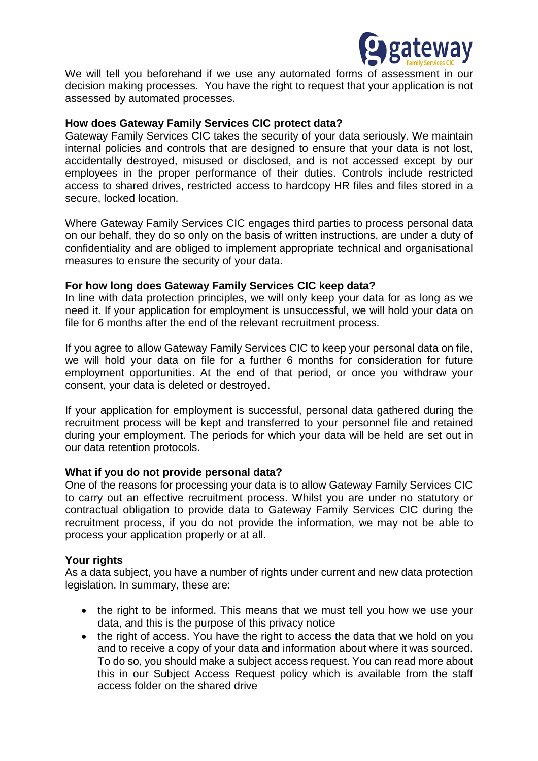We will tell you beforehand if we use any automated forms of assessment in our decision making processes. You have the right to request that your application is not assessed by automated processes.

**How does Gateway Family Services CIC protect data?**

Gateway Family Services CIC takes the security of your data seriously. We maintain internal policies and controls that are designed to ensure that your data is not lost, accidentally destroyed, misused or disclosed, and is not accessed except by our employees in the proper performance of their duties. Controls include restricted access to shared drives, restricted access to hardcopy HR files and files stored in a secure, locked location.

Where Gateway Family Services CIC engages third parties to process personal data on our behalf, they do so only on the basis of written instructions, are under a duty of confidentiality and are obliged to implement appropriate technical and organisational measures to ensure the security of your data.

**For how long does Gateway Family Services CIC keep data?**

In line with data protection principles, we will only keep your data for as long as we need it. If your application for employment is unsuccessful, we will hold your data on file for 6 months after the end of the relevant recruitment process.

If you agree to allow Gateway Family Services CIC to keep your personal data on file, we will hold your data on file for a further 6 months for consideration for future employment opportunities. At the end of that period, or once you withdraw your consent, your data is deleted or destroyed.

If your application for employment is successful, personal data gathered during the recruitment process will be kept and transferred to your personnel file and retained during your employment. The periods for which your data will be held are set out in our data retention protocols.

**What if you do not provide personal data?**

One of the reasons for processing your data is to allow Gateway Family Services CIC to carry out an effective recruitment process. Whilst you are under no statutory or contractual obligation to provide data to Gateway Family Services CIC during the recruitment process, if you do not provide the information, we may not be able to process your application properly or at all.

**Your rights**

As a data subject, you have a number of rights under current and new data protection legislation. In summary, these are:

- the right to be informed. This means that we must tell you how we use your data, and this is the purpose of this privacy notice
- the right of access. You have the right to access the data that we hold on you and to receive a copy of your data and information about where it was sourced. To do so, you should make a subject access request. You can read more about this in our Subject Access Request policy which is available from the staff access folder on the shared drive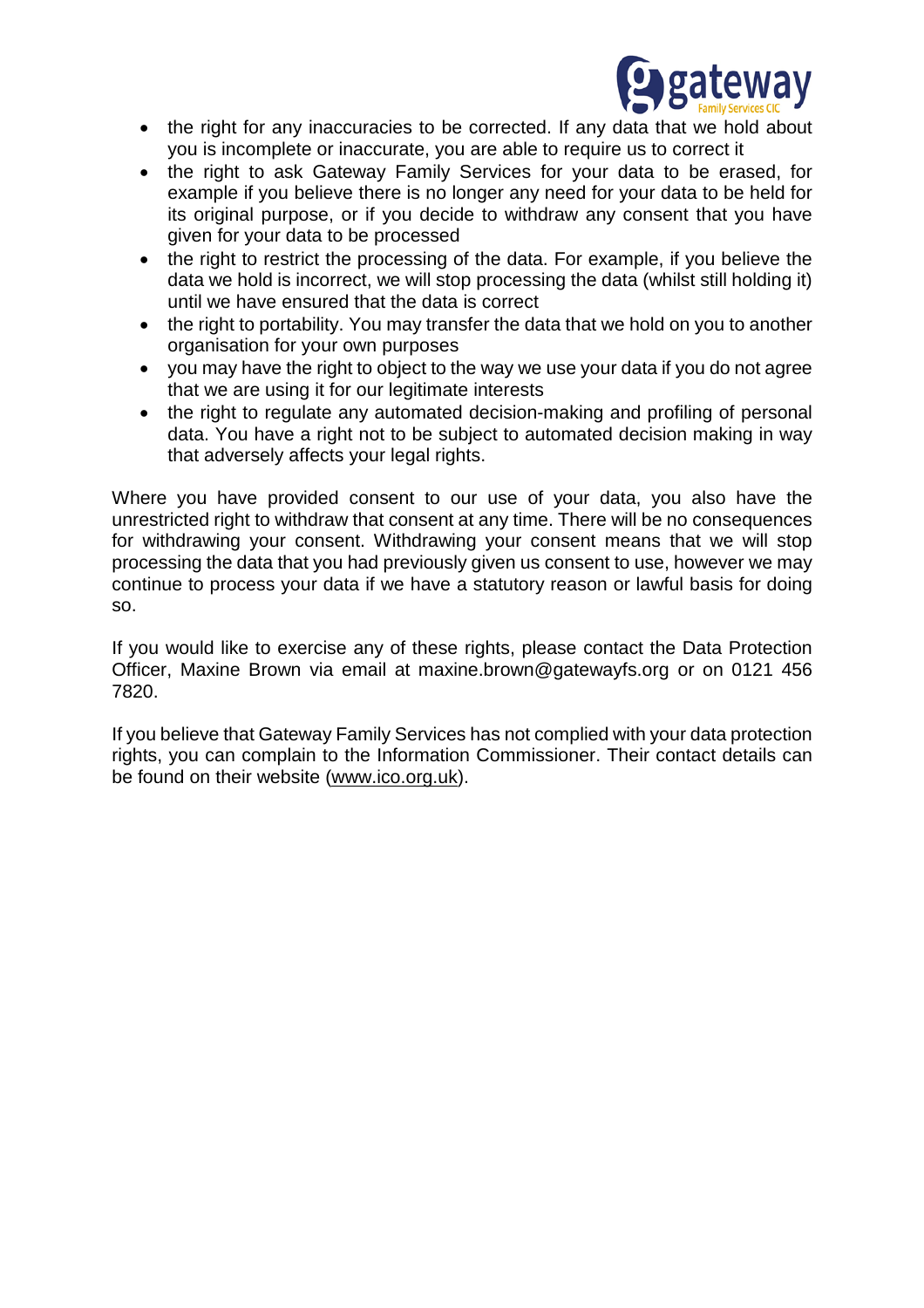- the right for any inaccuracies to be corrected. If any data that we hold about you is incomplete or inaccurate, you are able to require us to correct it
- the right to ask Gateway Family Services for your data to be erased, for example if you believe there is no longer any need for your data to be held for its original purpose, or if you decide to withdraw any consent that you have given for your data to be processed
- the right to restrict the processing of the data. For example, if you believe the data we hold is incorrect, we will stop processing the data (whilst still holding it) until we have ensured that the data is correct
- the right to portability. You may transfer the data that we hold on you to another organisation for your own purposes
- you may have the right to object to the way we use your data if you do not agree that we are using it for our legitimate interests
- the right to regulate any automated decision-making and profiling of personal data. You have a right not to be subject to automated decision making in way that adversely affects your legal rights.

Where you have provided consent to our use of your data, you also have the unrestricted right to withdraw that consent at any time. There will be no consequences for withdrawing your consent. Withdrawing your consent means that we will stop processing the data that you had previously given us consent to use, however we may continue to process your data if we have a statutory reason or lawful basis for doing so.

If you would like to exercise any of these rights, please contact the Data Protection Officer, Maxine Brown via email at maxine.brown@gatewayfs.org or on 0121 456 7820.

If you believe that Gateway Family Services has not complied with your data protection rights, you can complain to the Information Commissioner. Their contact details can be found on their website (www.ico.org.uk).